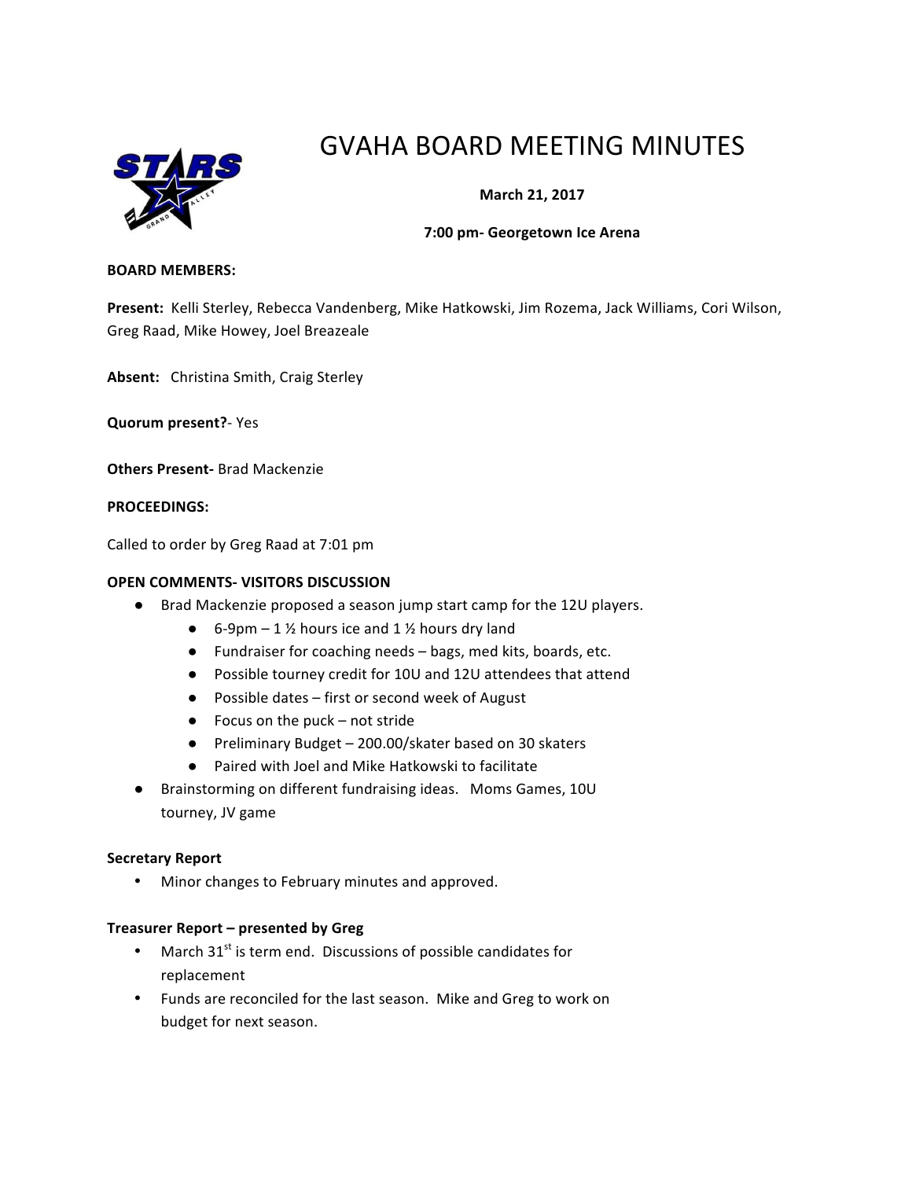# GVAHA BOARD MEETING MINUTES

**March 21, 2017**

**7:00 pm- Georgetown Ice Arena**

**BOARD MEMBERS:**

**Present:** Kelli Sterley, Rebecca Vandenberg, Mike Hatkowski, Jim Rozema, Jack Williams, Cori Wilson, Greg Raad, Mike Howey, Joel Breazeale

**Absent:** Christina Smith, Craig Sterley

**Quorum present?**- Yes

**Others Present-** Brad Mackenzie

**PROCEEDINGS:**

Called to order by Greg Raad at 7:01 pm

**OPEN COMMENTS- VISITORS DISCUSSION**

- Brad Mackenzie proposed a season jump start camp for the 12U players.
    - 6-9pm – 1 ½ hours ice and 1 ½ hours dry land
    - Fundraiser for coaching needs – bags, med kits, boards, etc.
    - Possible tourney credit for 10U and 12U attendees that attend
    - Possible dates – first or second week of August
    - Focus on the puck – not stride
    - Preliminary Budget – 200.00/skater based on 30 skaters
    - Paired with Joel and Mike Hatkowski to facilitate
- Brainstorming on different fundraising ideas. Moms Games, 10U tourney, JV game

**Secretary Report**

- Minor changes to February minutes and approved.

**Treasurer Report – presented by Greg**

- March 31st is term end. Discussions of possible candidates for replacement
- Funds are reconciled for the last season. Mike and Greg to work on budget for next season.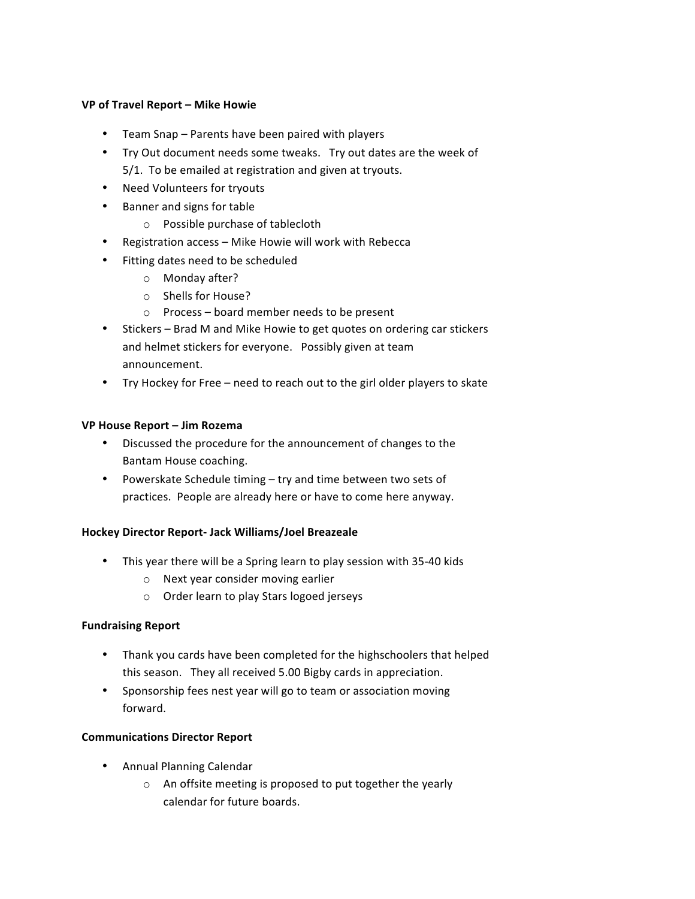**VP of Travel Report – Mike Howie**

- Team Snap – Parents have been paired with players
- Try Out document needs some tweaks. Try out dates are the week of 5/1. To be emailed at registration and given at tryouts.
- Need Volunteers for tryouts
- Banner and signs for table
  - Possible purchase of tablecloth
- Registration access – Mike Howie will work with Rebecca
- Fitting dates need to be scheduled
  - Monday after?
  - Shells for House?
  - Process – board member needs to be present
- Stickers – Brad M and Mike Howie to get quotes on ordering car stickers and helmet stickers for everyone. Possibly given at team announcement.
- Try Hockey for Free – need to reach out to the girl older players to skate

**VP House Report – Jim Rozema**

- Discussed the procedure for the announcement of changes to the Bantam House coaching.
- Powerskate Schedule timing – try and time between two sets of practices. People are already here or have to come here anyway.

**Hockey Director Report- Jack Williams/Joel Breazeale**

- This year there will be a Spring learn to play session with 35-40 kids
  - Next year consider moving earlier
  - Order learn to play Stars logoed jerseys

**Fundraising Report**

- Thank you cards have been completed for the highschoolers that helped this season. They all received 5.00 Bigby cards in appreciation.
- Sponsorship fees nest year will go to team or association moving forward.

**Communications Director Report**

- Annual Planning Calendar
  - An offsite meeting is proposed to put together the yearly calendar for future boards.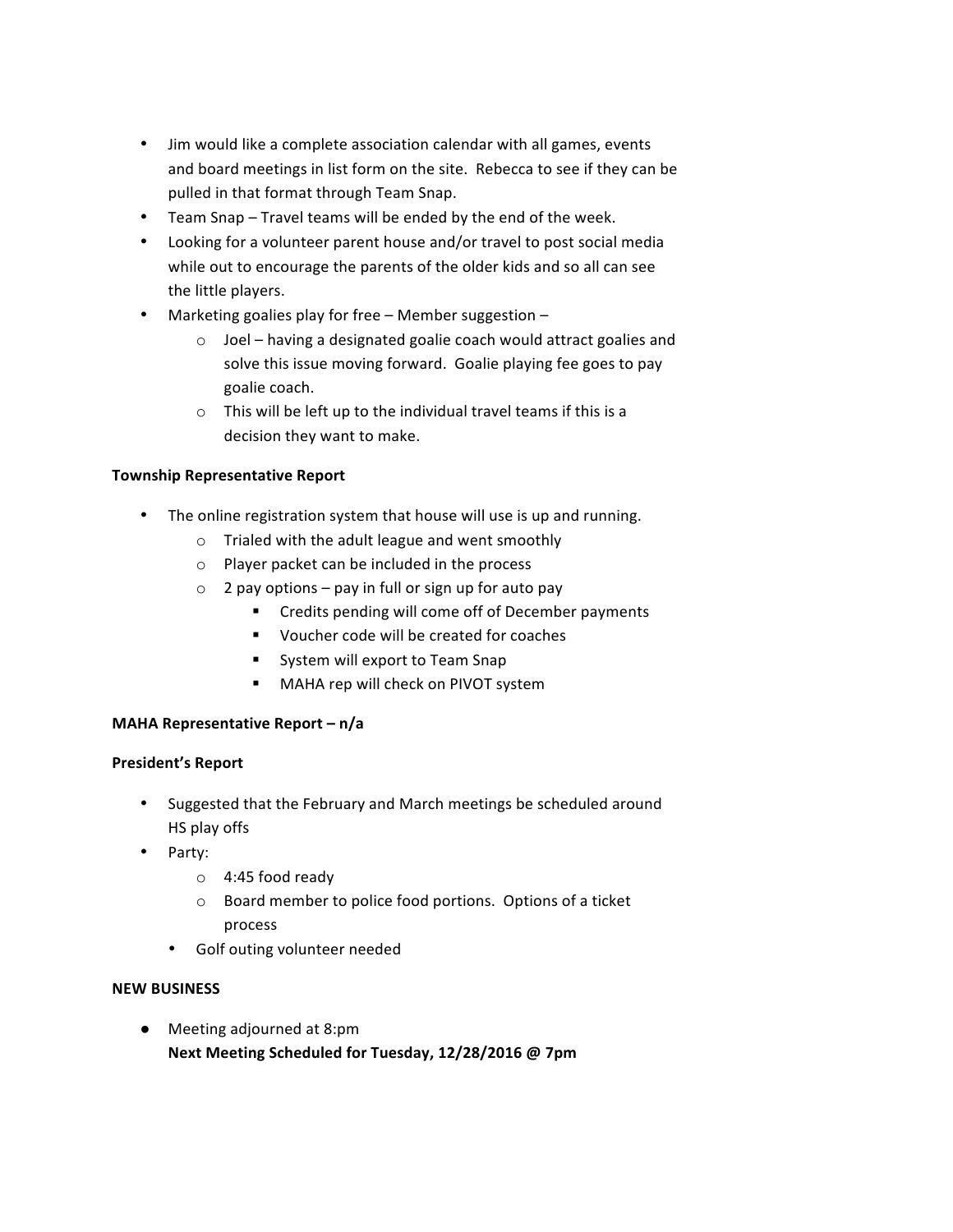- Jim would like a complete association calendar with all games, events and board meetings in list form on the site. Rebecca to see if they can be pulled in that format through Team Snap.
- Team Snap – Travel teams will be ended by the end of the week.
- Looking for a volunteer parent house and/or travel to post social media while out to encourage the parents of the older kids and so all can see the little players.
- Marketing goalies play for free – Member suggestion –
  - Joel – having a designated goalie coach would attract goalies and solve this issue moving forward. Goalie playing fee goes to pay goalie coach.
  - This will be left up to the individual travel teams if this is a decision they want to make.

**Township Representative Report**

- The online registration system that house will use is up and running.
  - Trialed with the adult league and went smoothly
  - Player packet can be included in the process
  - 2 pay options – pay in full or sign up for auto pay
    - Credits pending will come off of December payments
    - Voucher code will be created for coaches
    - System will export to Team Snap
    - MAHA rep will check on PIVOT system

**MAHA Representative Report – n/a**

**President's Report**

- Suggested that the February and March meetings be scheduled around HS play offs
- Party:
  - 4:45 food ready
  - Board member to police food portions. Options of a ticket process
- Golf outing volunteer needed

**NEW BUSINESS**

- Meeting adjourned at 8:pm
  **Next Meeting Scheduled for Tuesday, 12/28/2016 @ 7pm**